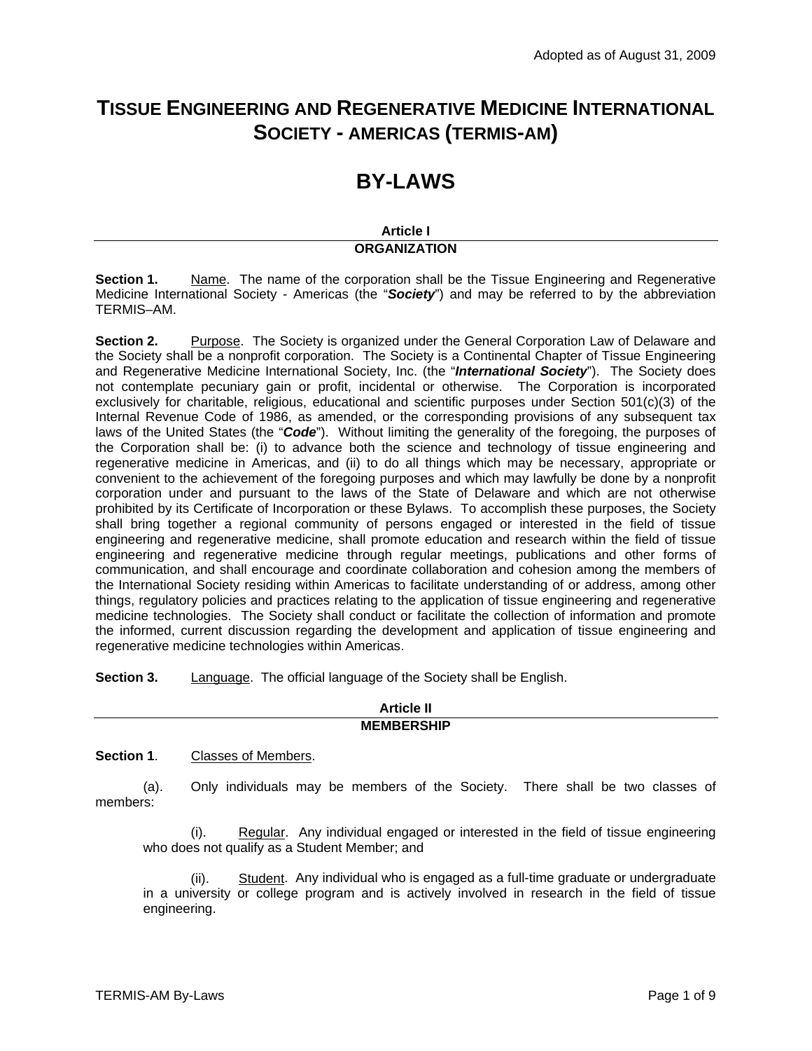Adopted as of August 31, 2009

# TISSUE ENGINEERING AND REGENERATIVE MEDICINE INTERNATIONAL SOCIETY - AMERICAS (TERMIS-AM)

# BY-LAWS

## Article I
## ORGANIZATION

**Section 1.** Name. The name of the corporation shall be the Tissue Engineering and Regenerative Medicine International Society - Americas (the "***Society***") and may be referred to by the abbreviation TERMIS–AM.

**Section 2.** Purpose. The Society is organized under the General Corporation Law of Delaware and the Society shall be a nonprofit corporation. The Society is a Continental Chapter of Tissue Engineering and Regenerative Medicine International Society, Inc. (the "***International Society***"). The Society does not contemplate pecuniary gain or profit, incidental or otherwise. The Corporation is incorporated exclusively for charitable, religious, educational and scientific purposes under Section 501(c)(3) of the Internal Revenue Code of 1986, as amended, or the corresponding provisions of any subsequent tax laws of the United States (the "***Code***"). Without limiting the generality of the foregoing, the purposes of the Corporation shall be: (i) to advance both the science and technology of tissue engineering and regenerative medicine in Americas, and (ii) to do all things which may be necessary, appropriate or convenient to the achievement of the foregoing purposes and which may lawfully be done by a nonprofit corporation under and pursuant to the laws of the State of Delaware and which are not otherwise prohibited by its Certificate of Incorporation or these Bylaws. To accomplish these purposes, the Society shall bring together a regional community of persons engaged or interested in the field of tissue engineering and regenerative medicine, shall promote education and research within the field of tissue engineering and regenerative medicine through regular meetings, publications and other forms of communication, and shall encourage and coordinate collaboration and cohesion among the members of the International Society residing within Americas to facilitate understanding of or address, among other things, regulatory policies and practices relating to the application of tissue engineering and regenerative medicine technologies. The Society shall conduct or facilitate the collection of information and promote the informed, current discussion regarding the development and application of tissue engineering and regenerative medicine technologies within Americas.

**Section 3.** Language. The official language of the Society shall be English.

## Article II
## MEMBERSHIP

**Section 1**. Classes of Members.

(a). Only individuals may be members of the Society. There shall be two classes of members:

(i). Regular. Any individual engaged or interested in the field of tissue engineering who does not qualify as a Student Member; and

(ii). Student. Any individual who is engaged as a full-time graduate or undergraduate in a university or college program and is actively involved in research in the field of tissue engineering.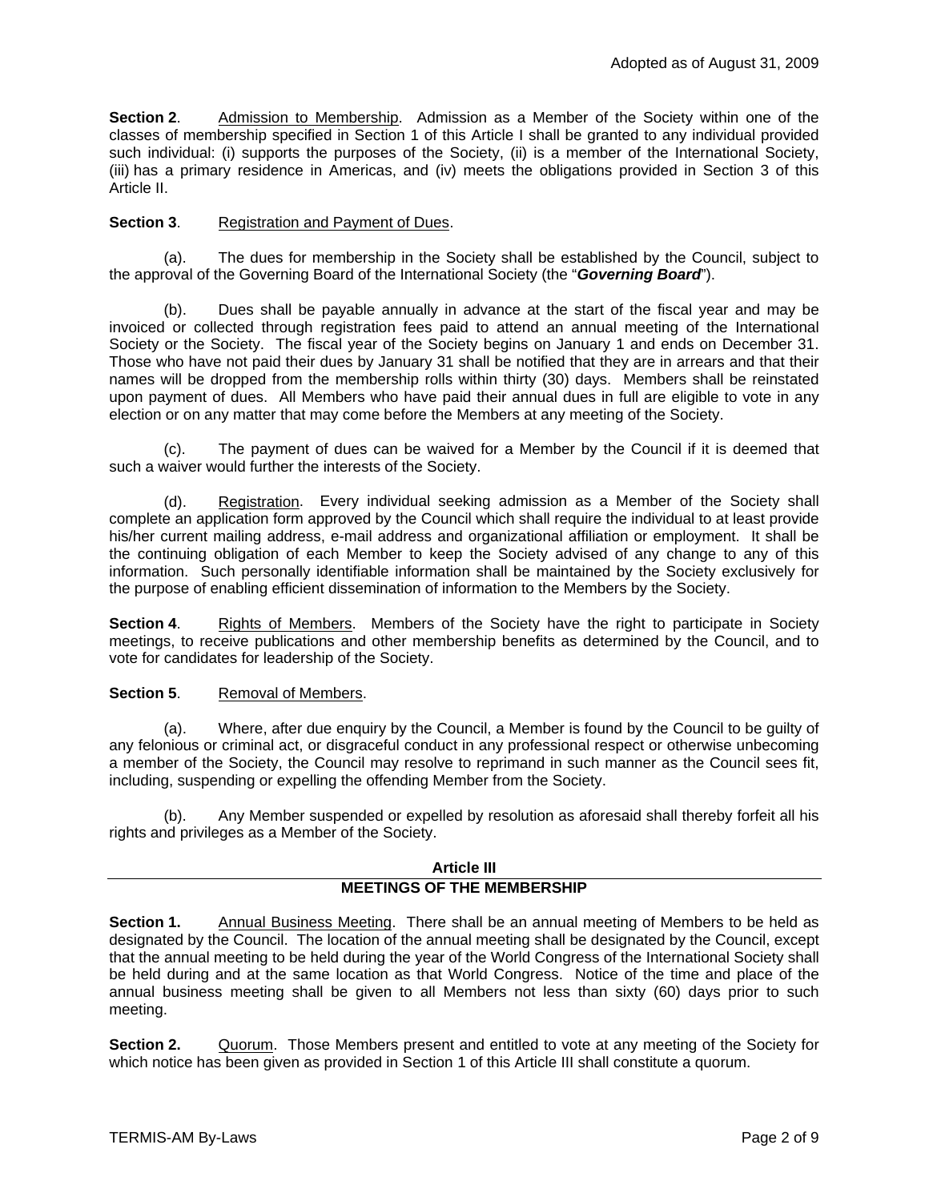**Section 2**. Admission to Membership. Admission as a Member of the Society within one of the classes of membership specified in Section 1 of this Article I shall be granted to any individual provided such individual: (i) supports the purposes of the Society, (ii) is a member of the International Society, (iii) has a primary residence in Americas, and (iv) meets the obligations provided in Section 3 of this Article II.

**Section 3**. Registration and Payment of Dues.

(a). The dues for membership in the Society shall be established by the Council, subject to the approval of the Governing Board of the International Society (the "***Governing Board***").

(b). Dues shall be payable annually in advance at the start of the fiscal year and may be invoiced or collected through registration fees paid to attend an annual meeting of the International Society or the Society. The fiscal year of the Society begins on January 1 and ends on December 31. Those who have not paid their dues by January 31 shall be notified that they are in arrears and that their names will be dropped from the membership rolls within thirty (30) days. Members shall be reinstated upon payment of dues. All Members who have paid their annual dues in full are eligible to vote in any election or on any matter that may come before the Members at any meeting of the Society.

(c). The payment of dues can be waived for a Member by the Council if it is deemed that such a waiver would further the interests of the Society.

(d). Registration. Every individual seeking admission as a Member of the Society shall complete an application form approved by the Council which shall require the individual to at least provide his/her current mailing address, e-mail address and organizational affiliation or employment. It shall be the continuing obligation of each Member to keep the Society advised of any change to any of this information. Such personally identifiable information shall be maintained by the Society exclusively for the purpose of enabling efficient dissemination of information to the Members by the Society.

**Section 4**. Rights of Members. Members of the Society have the right to participate in Society meetings, to receive publications and other membership benefits as determined by the Council, and to vote for candidates for leadership of the Society.

**Section 5**. Removal of Members.

(a). Where, after due enquiry by the Council, a Member is found by the Council to be guilty of any felonious or criminal act, or disgraceful conduct in any professional respect or otherwise unbecoming a member of the Society, the Council may resolve to reprimand in such manner as the Council sees fit, including, suspending or expelling the offending Member from the Society.

(b). Any Member suspended or expelled by resolution as aforesaid shall thereby forfeit all his rights and privileges as a Member of the Society.

## Article III
## MEETINGS OF THE MEMBERSHIP

**Section 1.** Annual Business Meeting. There shall be an annual meeting of Members to be held as designated by the Council. The location of the annual meeting shall be designated by the Council, except that the annual meeting to be held during the year of the World Congress of the International Society shall be held during and at the same location as that World Congress. Notice of the time and place of the annual business meeting shall be given to all Members not less than sixty (60) days prior to such meeting.

**Section 2.** Quorum. Those Members present and entitled to vote at any meeting of the Society for which notice has been given as provided in Section 1 of this Article III shall constitute a quorum.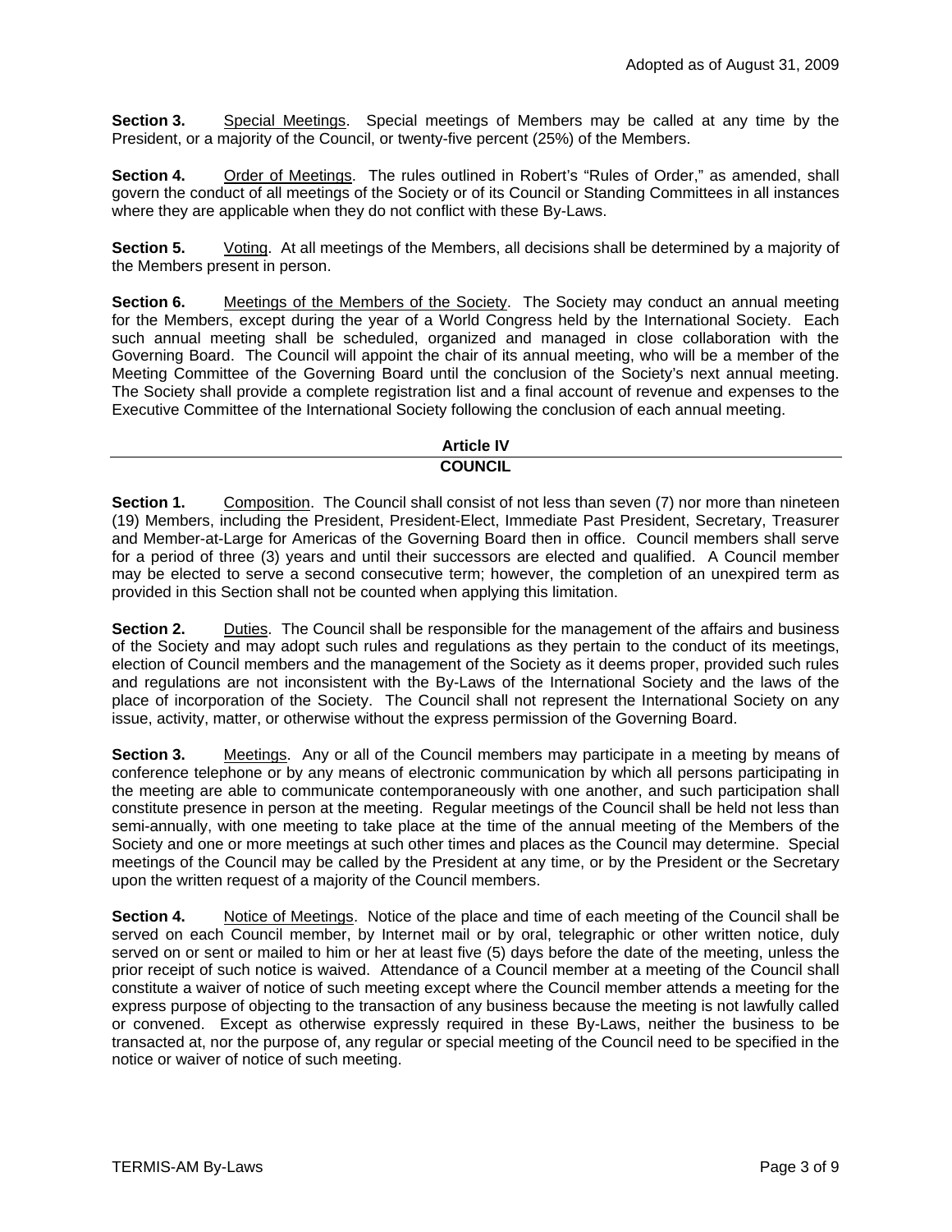Adopted as of August 31, 2009

**Section 3.** Special Meetings. Special meetings of Members may be called at any time by the President, or a majority of the Council, or twenty-five percent (25%) of the Members.

**Section 4.** Order of Meetings. The rules outlined in Robert's "Rules of Order," as amended, shall govern the conduct of all meetings of the Society or of its Council or Standing Committees in all instances where they are applicable when they do not conflict with these By-Laws.

**Section 5.** Voting. At all meetings of the Members, all decisions shall be determined by a majority of the Members present in person.

**Section 6.** Meetings of the Members of the Society. The Society may conduct an annual meeting for the Members, except during the year of a World Congress held by the International Society. Each such annual meeting shall be scheduled, organized and managed in close collaboration with the Governing Board. The Council will appoint the chair of its annual meeting, who will be a member of the Meeting Committee of the Governing Board until the conclusion of the Society's next annual meeting. The Society shall provide a complete registration list and a final account of revenue and expenses to the Executive Committee of the International Society following the conclusion of each annual meeting.

## Article IV
## COUNCIL

**Section 1.** Composition. The Council shall consist of not less than seven (7) nor more than nineteen (19) Members, including the President, President-Elect, Immediate Past President, Secretary, Treasurer and Member-at-Large for Americas of the Governing Board then in office. Council members shall serve for a period of three (3) years and until their successors are elected and qualified. A Council member may be elected to serve a second consecutive term; however, the completion of an unexpired term as provided in this Section shall not be counted when applying this limitation.

**Section 2.** Duties. The Council shall be responsible for the management of the affairs and business of the Society and may adopt such rules and regulations as they pertain to the conduct of its meetings, election of Council members and the management of the Society as it deems proper, provided such rules and regulations are not inconsistent with the By-Laws of the International Society and the laws of the place of incorporation of the Society. The Council shall not represent the International Society on any issue, activity, matter, or otherwise without the express permission of the Governing Board.

**Section 3.** Meetings. Any or all of the Council members may participate in a meeting by means of conference telephone or by any means of electronic communication by which all persons participating in the meeting are able to communicate contemporaneously with one another, and such participation shall constitute presence in person at the meeting. Regular meetings of the Council shall be held not less than semi-annually, with one meeting to take place at the time of the annual meeting of the Members of the Society and one or more meetings at such other times and places as the Council may determine. Special meetings of the Council may be called by the President at any time, or by the President or the Secretary upon the written request of a majority of the Council members.

**Section 4.** Notice of Meetings. Notice of the place and time of each meeting of the Council shall be served on each Council member, by Internet mail or by oral, telegraphic or other written notice, duly served on or sent or mailed to him or her at least five (5) days before the date of the meeting, unless the prior receipt of such notice is waived. Attendance of a Council member at a meeting of the Council shall constitute a waiver of notice of such meeting except where the Council member attends a meeting for the express purpose of objecting to the transaction of any business because the meeting is not lawfully called or convened. Except as otherwise expressly required in these By-Laws, neither the business to be transacted at, nor the purpose of, any regular or special meeting of the Council need to be specified in the notice or waiver of notice of such meeting.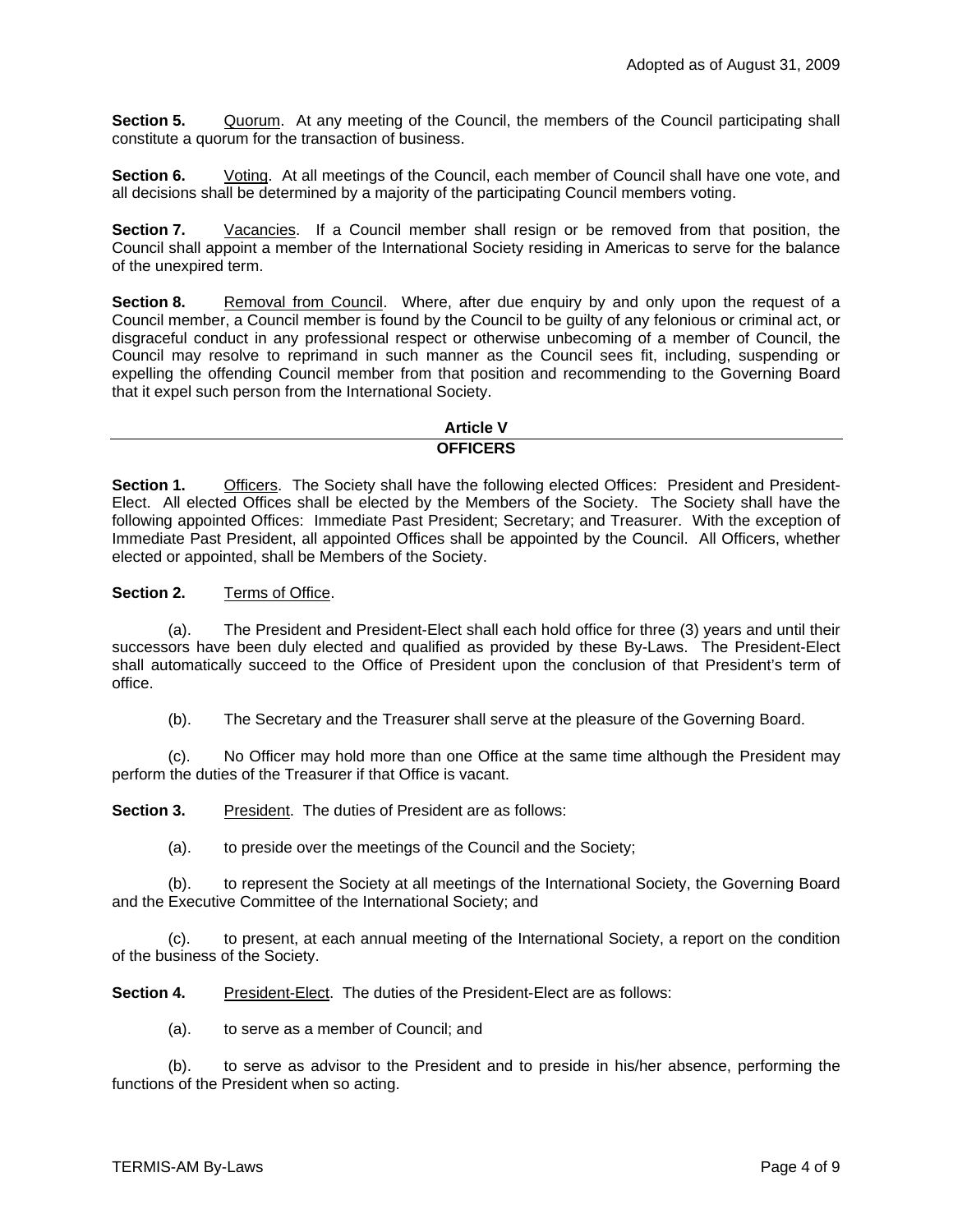**Section 5.** Quorum. At any meeting of the Council, the members of the Council participating shall constitute a quorum for the transaction of business.

**Section 6.** Voting. At all meetings of the Council, each member of Council shall have one vote, and all decisions shall be determined by a majority of the participating Council members voting.

**Section 7.** Vacancies. If a Council member shall resign or be removed from that position, the Council shall appoint a member of the International Society residing in Americas to serve for the balance of the unexpired term.

**Section 8.** Removal from Council. Where, after due enquiry by and only upon the request of a Council member, a Council member is found by the Council to be guilty of any felonious or criminal act, or disgraceful conduct in any professional respect or otherwise unbecoming of a member of Council, the Council may resolve to reprimand in such manner as the Council sees fit, including, suspending or expelling the offending Council member from that position and recommending to the Governing Board that it expel such person from the International Society.

## Article V
## OFFICERS

**Section 1.** Officers. The Society shall have the following elected Offices: President and President-Elect. All elected Offices shall be elected by the Members of the Society. The Society shall have the following appointed Offices: Immediate Past President; Secretary; and Treasurer. With the exception of Immediate Past President, all appointed Offices shall be appointed by the Council. All Officers, whether elected or appointed, shall be Members of the Society.

**Section 2.** Terms of Office.

(a). The President and President-Elect shall each hold office for three (3) years and until their successors have been duly elected and qualified as provided by these By-Laws. The President-Elect shall automatically succeed to the Office of President upon the conclusion of that President's term of office.

(b). The Secretary and the Treasurer shall serve at the pleasure of the Governing Board.

(c). No Officer may hold more than one Office at the same time although the President may perform the duties of the Treasurer if that Office is vacant.

**Section 3.** President. The duties of President are as follows:

(a). to preside over the meetings of the Council and the Society;

(b). to represent the Society at all meetings of the International Society, the Governing Board and the Executive Committee of the International Society; and

(c). to present, at each annual meeting of the International Society, a report on the condition of the business of the Society.

**Section 4.** President-Elect. The duties of the President-Elect are as follows:

(a). to serve as a member of Council; and

(b). to serve as advisor to the President and to preside in his/her absence, performing the functions of the President when so acting.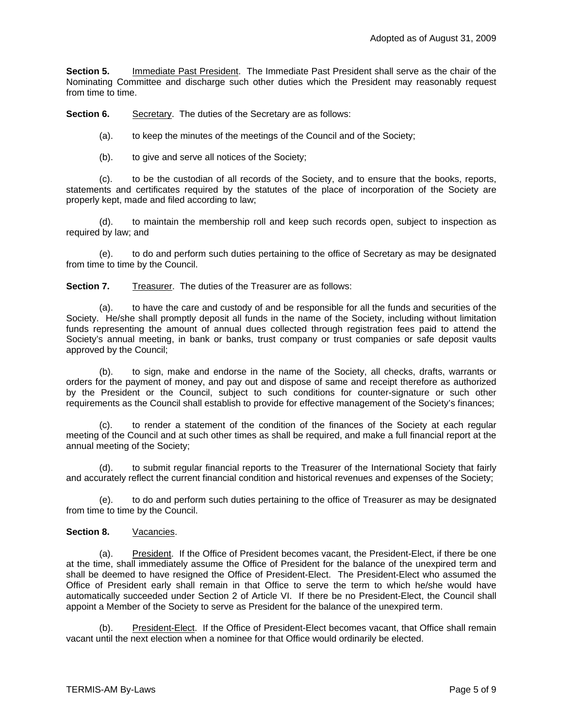**Section 5.** Immediate Past President. The Immediate Past President shall serve as the chair of the Nominating Committee and discharge such other duties which the President may reasonably request from time to time.

**Section 6.** Secretary. The duties of the Secretary are as follows:

(a). to keep the minutes of the meetings of the Council and of the Society;

(b). to give and serve all notices of the Society;

(c). to be the custodian of all records of the Society, and to ensure that the books, reports, statements and certificates required by the statutes of the place of incorporation of the Society are properly kept, made and filed according to law;

(d). to maintain the membership roll and keep such records open, subject to inspection as required by law; and

(e). to do and perform such duties pertaining to the office of Secretary as may be designated from time to time by the Council.

**Section 7.** Treasurer. The duties of the Treasurer are as follows:

(a). to have the care and custody of and be responsible for all the funds and securities of the Society. He/she shall promptly deposit all funds in the name of the Society, including without limitation funds representing the amount of annual dues collected through registration fees paid to attend the Society's annual meeting, in bank or banks, trust company or trust companies or safe deposit vaults approved by the Council;

(b). to sign, make and endorse in the name of the Society, all checks, drafts, warrants or orders for the payment of money, and pay out and dispose of same and receipt therefore as authorized by the President or the Council, subject to such conditions for counter-signature or such other requirements as the Council shall establish to provide for effective management of the Society's finances;

(c). to render a statement of the condition of the finances of the Society at each regular meeting of the Council and at such other times as shall be required, and make a full financial report at the annual meeting of the Society;

(d). to submit regular financial reports to the Treasurer of the International Society that fairly and accurately reflect the current financial condition and historical revenues and expenses of the Society;

(e). to do and perform such duties pertaining to the office of Treasurer as may be designated from time to time by the Council.

**Section 8.** Vacancies.

(a). President. If the Office of President becomes vacant, the President-Elect, if there be one at the time, shall immediately assume the Office of President for the balance of the unexpired term and shall be deemed to have resigned the Office of President-Elect. The President-Elect who assumed the Office of President early shall remain in that Office to serve the term to which he/she would have automatically succeeded under Section 2 of Article VI. If there be no President-Elect, the Council shall appoint a Member of the Society to serve as President for the balance of the unexpired term.

(b). President-Elect. If the Office of President-Elect becomes vacant, that Office shall remain vacant until the next election when a nominee for that Office would ordinarily be elected.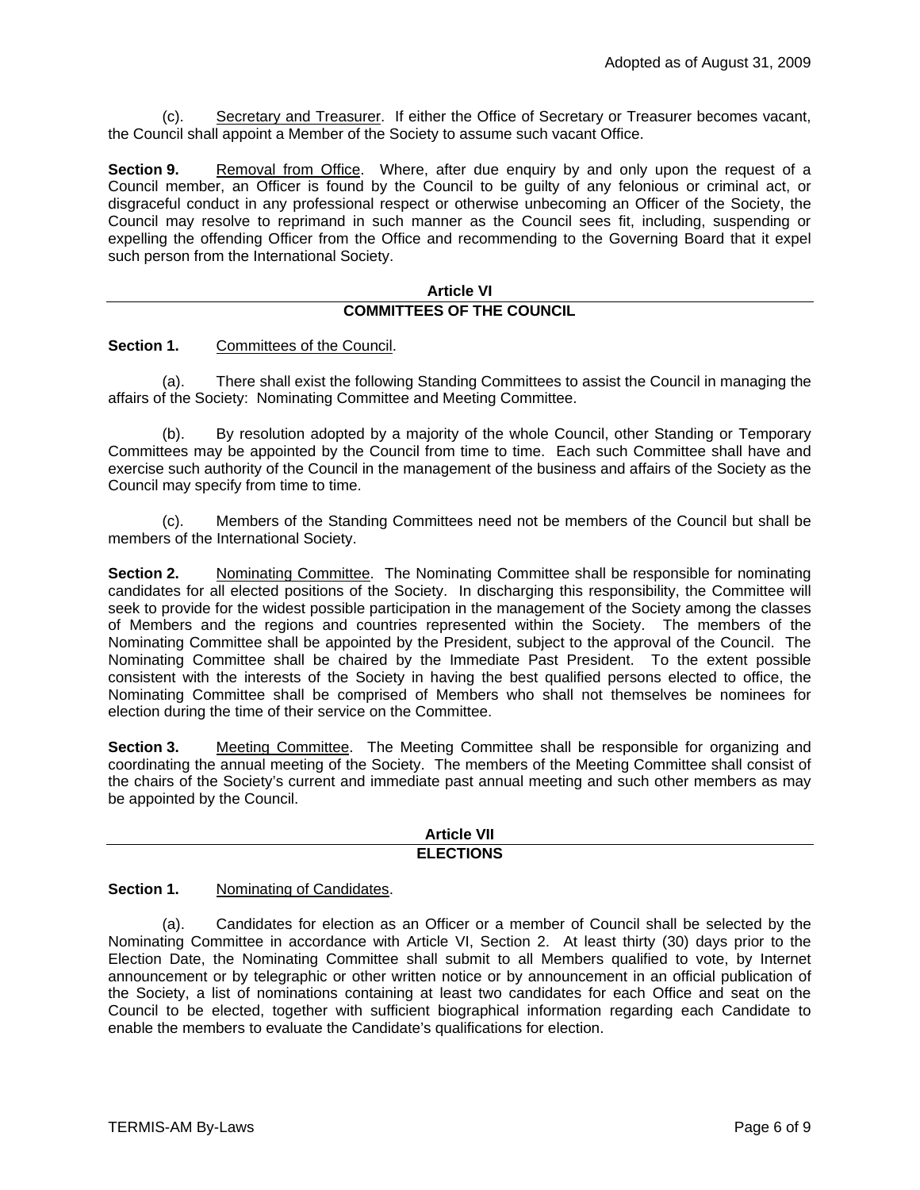(c). Secretary and Treasurer. If either the Office of Secretary or Treasurer becomes vacant, the Council shall appoint a Member of the Society to assume such vacant Office.

**Section 9.** Removal from Office. Where, after due enquiry by and only upon the request of a Council member, an Officer is found by the Council to be guilty of any felonious or criminal act, or disgraceful conduct in any professional respect or otherwise unbecoming an Officer of the Society, the Council may resolve to reprimand in such manner as the Council sees fit, including, suspending or expelling the offending Officer from the Office and recommending to the Governing Board that it expel such person from the International Society.

## Article VI
## COMMITTEES OF THE COUNCIL

**Section 1.** Committees of the Council.

(a). There shall exist the following Standing Committees to assist the Council in managing the affairs of the Society: Nominating Committee and Meeting Committee.

(b). By resolution adopted by a majority of the whole Council, other Standing or Temporary Committees may be appointed by the Council from time to time. Each such Committee shall have and exercise such authority of the Council in the management of the business and affairs of the Society as the Council may specify from time to time.

(c). Members of the Standing Committees need not be members of the Council but shall be members of the International Society.

**Section 2.** Nominating Committee. The Nominating Committee shall be responsible for nominating candidates for all elected positions of the Society. In discharging this responsibility, the Committee will seek to provide for the widest possible participation in the management of the Society among the classes of Members and the regions and countries represented within the Society. The members of the Nominating Committee shall be appointed by the President, subject to the approval of the Council. The Nominating Committee shall be chaired by the Immediate Past President. To the extent possible consistent with the interests of the Society in having the best qualified persons elected to office, the Nominating Committee shall be comprised of Members who shall not themselves be nominees for election during the time of their service on the Committee.

**Section 3.** Meeting Committee. The Meeting Committee shall be responsible for organizing and coordinating the annual meeting of the Society. The members of the Meeting Committee shall consist of the chairs of the Society's current and immediate past annual meeting and such other members as may be appointed by the Council.

## Article VII
## ELECTIONS

**Section 1.** Nominating of Candidates.

(a). Candidates for election as an Officer or a member of Council shall be selected by the Nominating Committee in accordance with Article VI, Section 2. At least thirty (30) days prior to the Election Date, the Nominating Committee shall submit to all Members qualified to vote, by Internet announcement or by telegraphic or other written notice or by announcement in an official publication of the Society, a list of nominations containing at least two candidates for each Office and seat on the Council to be elected, together with sufficient biographical information regarding each Candidate to enable the members to evaluate the Candidate's qualifications for election.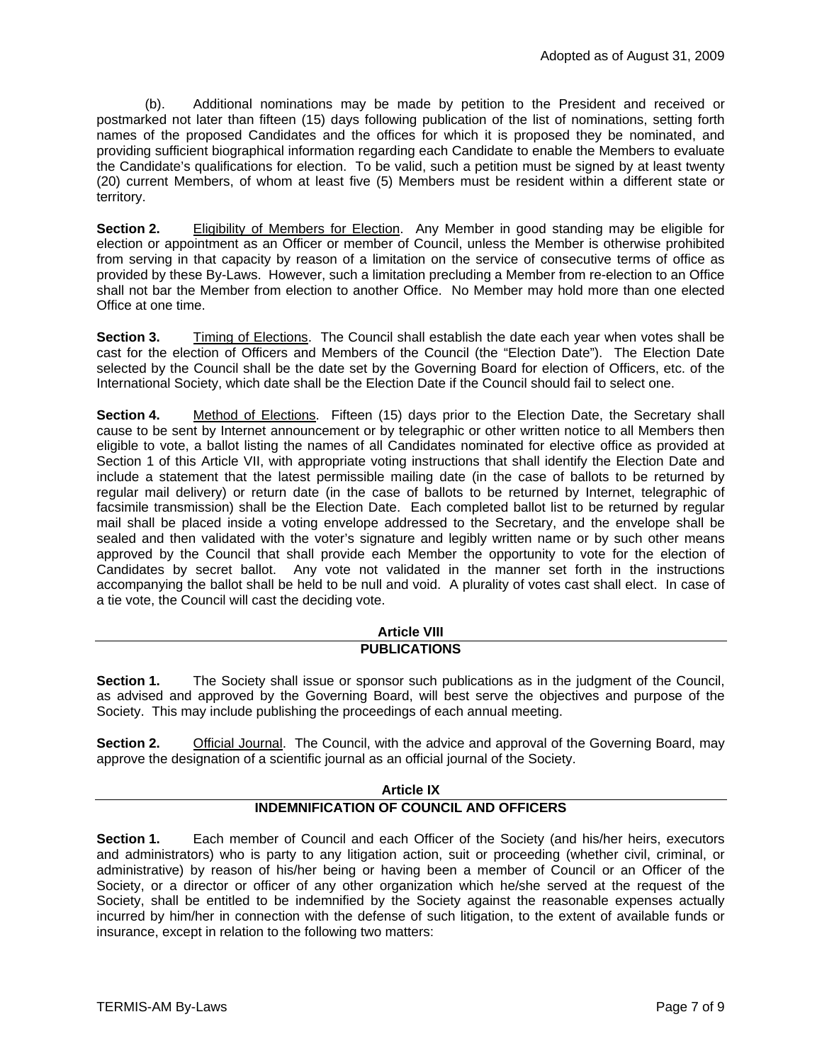(b). Additional nominations may be made by petition to the President and received or postmarked not later than fifteen (15) days following publication of the list of nominations, setting forth names of the proposed Candidates and the offices for which it is proposed they be nominated, and providing sufficient biographical information regarding each Candidate to enable the Members to evaluate the Candidate's qualifications for election. To be valid, such a petition must be signed by at least twenty (20) current Members, of whom at least five (5) Members must be resident within a different state or territory.

**Section 2.** Eligibility of Members for Election. Any Member in good standing may be eligible for election or appointment as an Officer or member of Council, unless the Member is otherwise prohibited from serving in that capacity by reason of a limitation on the service of consecutive terms of office as provided by these By-Laws. However, such a limitation precluding a Member from re-election to an Office shall not bar the Member from election to another Office. No Member may hold more than one elected Office at one time.

**Section 3.** Timing of Elections. The Council shall establish the date each year when votes shall be cast for the election of Officers and Members of the Council (the "Election Date"). The Election Date selected by the Council shall be the date set by the Governing Board for election of Officers, etc. of the International Society, which date shall be the Election Date if the Council should fail to select one.

**Section 4.** Method of Elections. Fifteen (15) days prior to the Election Date, the Secretary shall cause to be sent by Internet announcement or by telegraphic or other written notice to all Members then eligible to vote, a ballot listing the names of all Candidates nominated for elective office as provided at Section 1 of this Article VII, with appropriate voting instructions that shall identify the Election Date and include a statement that the latest permissible mailing date (in the case of ballots to be returned by regular mail delivery) or return date (in the case of ballots to be returned by Internet, telegraphic of facsimile transmission) shall be the Election Date. Each completed ballot list to be returned by regular mail shall be placed inside a voting envelope addressed to the Secretary, and the envelope shall be sealed and then validated with the voter's signature and legibly written name or by such other means approved by the Council that shall provide each Member the opportunity to vote for the election of Candidates by secret ballot. Any vote not validated in the manner set forth in the instructions accompanying the ballot shall be held to be null and void. A plurality of votes cast shall elect. In case of a tie vote, the Council will cast the deciding vote.

## Article VIII
## PUBLICATIONS

**Section 1.** The Society shall issue or sponsor such publications as in the judgment of the Council, as advised and approved by the Governing Board, will best serve the objectives and purpose of the Society. This may include publishing the proceedings of each annual meeting.

**Section 2.** Official Journal. The Council, with the advice and approval of the Governing Board, may approve the designation of a scientific journal as an official journal of the Society.

## Article IX
## INDEMNIFICATION OF COUNCIL AND OFFICERS

**Section 1.** Each member of Council and each Officer of the Society (and his/her heirs, executors and administrators) who is party to any litigation action, suit or proceeding (whether civil, criminal, or administrative) by reason of his/her being or having been a member of Council or an Officer of the Society, or a director or officer of any other organization which he/she served at the request of the Society, shall be entitled to be indemnified by the Society against the reasonable expenses actually incurred by him/her in connection with the defense of such litigation, to the extent of available funds or insurance, except in relation to the following two matters: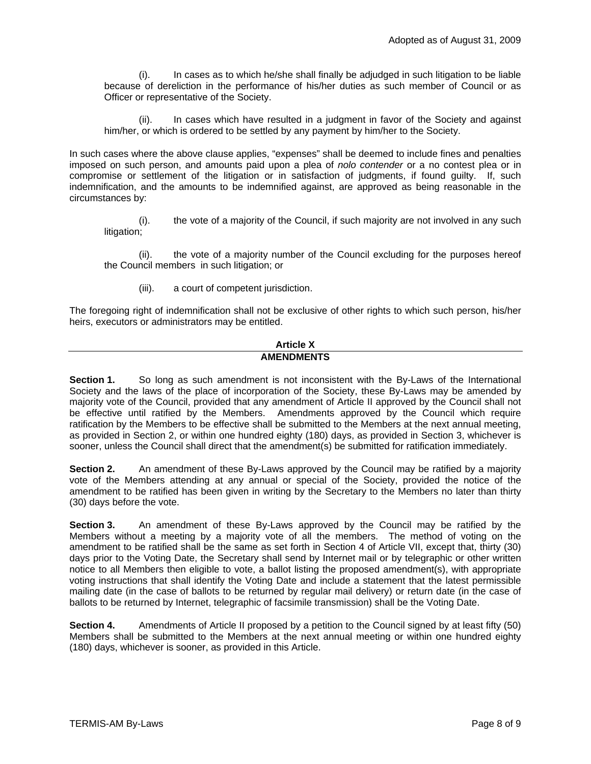(i). In cases as to which he/she shall finally be adjudged in such litigation to be liable because of dereliction in the performance of his/her duties as such member of Council or as Officer or representative of the Society.

(ii). In cases which have resulted in a judgment in favor of the Society and against him/her, or which is ordered to be settled by any payment by him/her to the Society.

In such cases where the above clause applies, "expenses" shall be deemed to include fines and penalties imposed on such person, and amounts paid upon a plea of *nolo contender* or a no contest plea or in compromise or settlement of the litigation or in satisfaction of judgments, if found guilty. If, such indemnification, and the amounts to be indemnified against, are approved as being reasonable in the circumstances by:

(i). the vote of a majority of the Council, if such majority are not involved in any such litigation;

(ii). the vote of a majority number of the Council excluding for the purposes hereof the Council members in such litigation; or

(iii). a court of competent jurisdiction.

The foregoing right of indemnification shall not be exclusive of other rights to which such person, his/her heirs, executors or administrators may be entitled.

## Article X
## AMENDMENTS

**Section 1.** So long as such amendment is not inconsistent with the By-Laws of the International Society and the laws of the place of incorporation of the Society, these By-Laws may be amended by majority vote of the Council, provided that any amendment of Article II approved by the Council shall not be effective until ratified by the Members. Amendments approved by the Council which require ratification by the Members to be effective shall be submitted to the Members at the next annual meeting, as provided in Section 2, or within one hundred eighty (180) days, as provided in Section 3, whichever is sooner, unless the Council shall direct that the amendment(s) be submitted for ratification immediately.

**Section 2.** An amendment of these By-Laws approved by the Council may be ratified by a majority vote of the Members attending at any annual or special of the Society, provided the notice of the amendment to be ratified has been given in writing by the Secretary to the Members no later than thirty (30) days before the vote.

**Section 3.** An amendment of these By-Laws approved by the Council may be ratified by the Members without a meeting by a majority vote of all the members. The method of voting on the amendment to be ratified shall be the same as set forth in Section 4 of Article VII, except that, thirty (30) days prior to the Voting Date, the Secretary shall send by Internet mail or by telegraphic or other written notice to all Members then eligible to vote, a ballot listing the proposed amendment(s), with appropriate voting instructions that shall identify the Voting Date and include a statement that the latest permissible mailing date (in the case of ballots to be returned by regular mail delivery) or return date (in the case of ballots to be returned by Internet, telegraphic of facsimile transmission) shall be the Voting Date.

**Section 4.** Amendments of Article II proposed by a petition to the Council signed by at least fifty (50) Members shall be submitted to the Members at the next annual meeting or within one hundred eighty (180) days, whichever is sooner, as provided in this Article.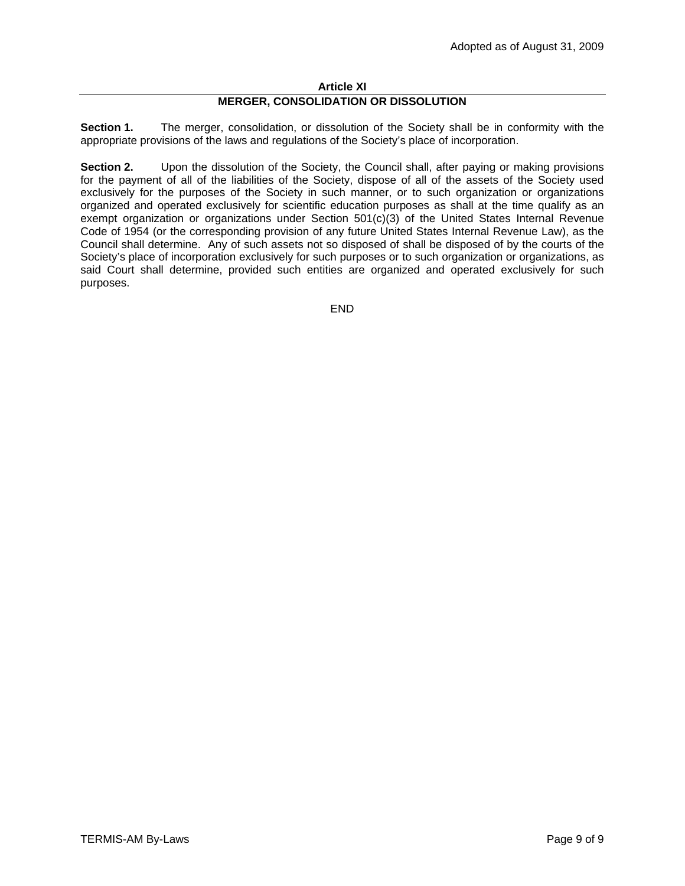## Article XI

## MERGER, CONSOLIDATION OR DISSOLUTION

**Section 1.** The merger, consolidation, or dissolution of the Society shall be in conformity with the appropriate provisions of the laws and regulations of the Society's place of incorporation.

**Section 2.** Upon the dissolution of the Society, the Council shall, after paying or making provisions for the payment of all of the liabilities of the Society, dispose of all of the assets of the Society used exclusively for the purposes of the Society in such manner, or to such organization or organizations organized and operated exclusively for scientific education purposes as shall at the time qualify as an exempt organization or organizations under Section 501(c)(3) of the United States Internal Revenue Code of 1954 (or the corresponding provision of any future United States Internal Revenue Law), as the Council shall determine. Any of such assets not so disposed of shall be disposed of by the courts of the Society's place of incorporation exclusively for such purposes or to such organization or organizations, as said Court shall determine, provided such entities are organized and operated exclusively for such purposes.

END